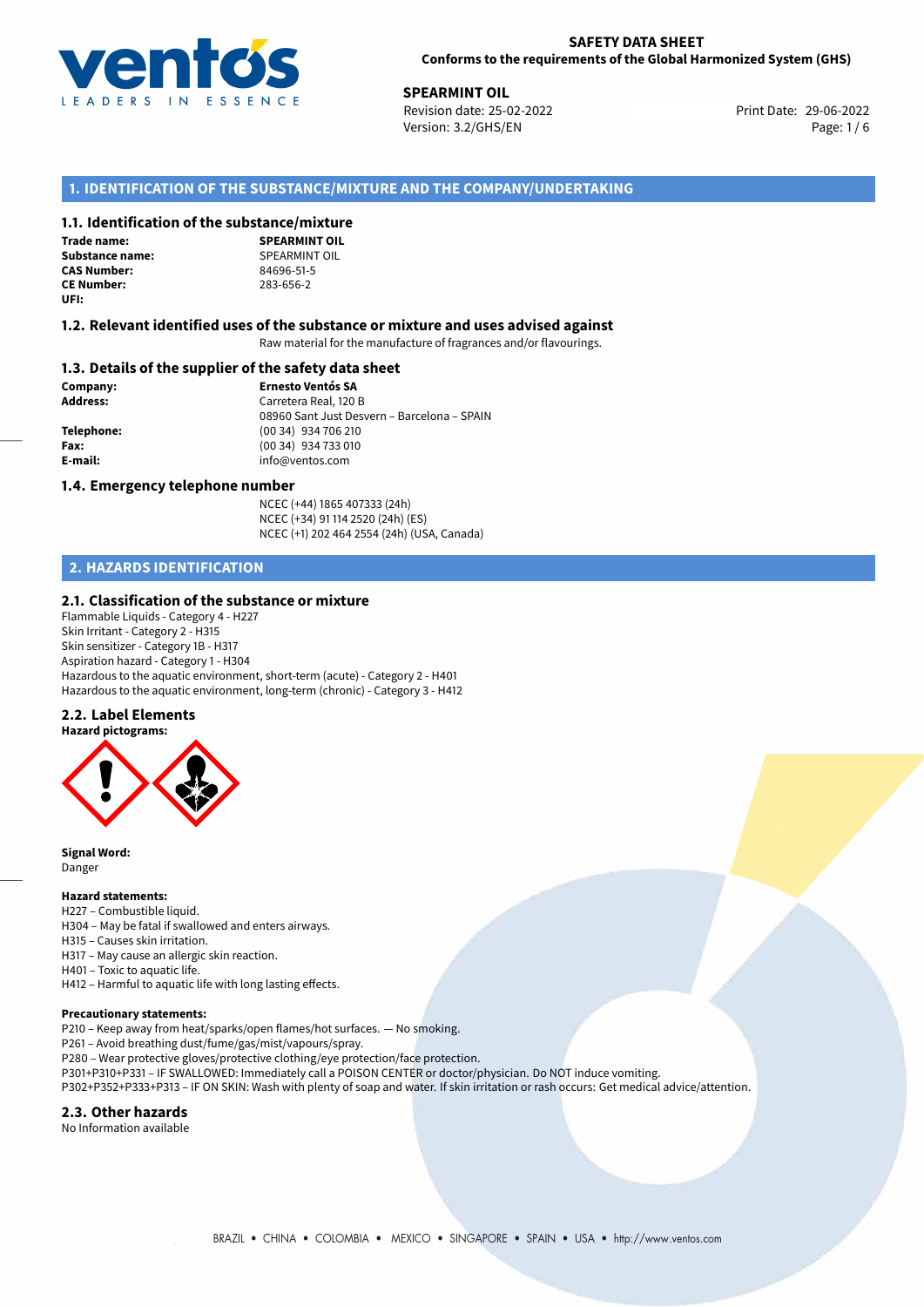**SAFETY DATA SHEET**
**Conforms to the requirements of the Global Harmonized System (GHS)**

**SPEARMINT OIL**
Revision date: 25-02-2022
Version: 3.2/GHS/EN
Print Date: 29-06-2022

## 1. IDENTIFICATION OF THE SUBSTANCE/MIXTURE AND THE COMPANY/UNDERTAKING

### 1.1. Identification of the substance/mixture

| | |
|---|---|
| **Trade name:** | **SPEARMINT OIL** |
| **Substance name:** | SPEARMINT OIL |
| **CAS Number:** | 84696-51-5 |
| **CE Number:** | 283-656-2 |
| **UFI:** | |

### 1.2. Relevant identified uses of the substance or mixture and uses advised against

Raw material for the manufacture of fragrances and/or flavourings.

### 1.3. Details of the supplier of the safety data sheet

| | |
|---|---|
| **Company:** | **Ernesto Ventós SA** |
| **Address:** | Carretera Real, 120 B<br>08960 Sant Just Desvern – Barcelona – SPAIN |
| **Telephone:** | (00 34) 934 706 210 |
| **Fax:** | (00 34) 934 733 010 |
| **E-mail:** | info@ventos.com |

### 1.4. Emergency telephone number

NCEC (+44) 1865 407333 (24h)
NCEC (+34) 91 114 2520 (24h) (ES)
NCEC (+1) 202 464 2554 (24h) (USA, Canada)

## 2. HAZARDS IDENTIFICATION

### 2.1. Classification of the substance or mixture

Flammable Liquids - Category 4 - H227
Skin Irritant - Category 2 - H315
Skin sensitizer - Category 1B - H317
Aspiration hazard - Category 1 - H304
Hazardous to the aquatic environment, short-term (acute) - Category 2 - H401
Hazardous to the aquatic environment, long-term (chronic) - Category 3 - H412

### 2.2. Label Elements

**Hazard pictograms:**

**Signal Word:**
Danger

**Hazard statements:**
H227 – Combustible liquid.
H304 – May be fatal if swallowed and enters airways.
H315 – Causes skin irritation.
H317 – May cause an allergic skin reaction.
H401 – Toxic to aquatic life.
H412 – Harmful to aquatic life with long lasting effects.

**Precautionary statements:**
P210 – Keep away from heat/sparks/open flames/hot surfaces. — No smoking.
P261 – Avoid breathing dust/fume/gas/mist/vapours/spray.
P280 – Wear protective gloves/protective clothing/eye protection/face protection.
P301+P310+P331 – IF SWALLOWED: Immediately call a POISON CENTER or doctor/physician. Do NOT induce vomiting.
P302+P352+P333+P313 – IF ON SKIN: Wash with plenty of soap and water. If skin irritation or rash occurs: Get medical advice/attention.

### 2.3. Other hazards

No Information available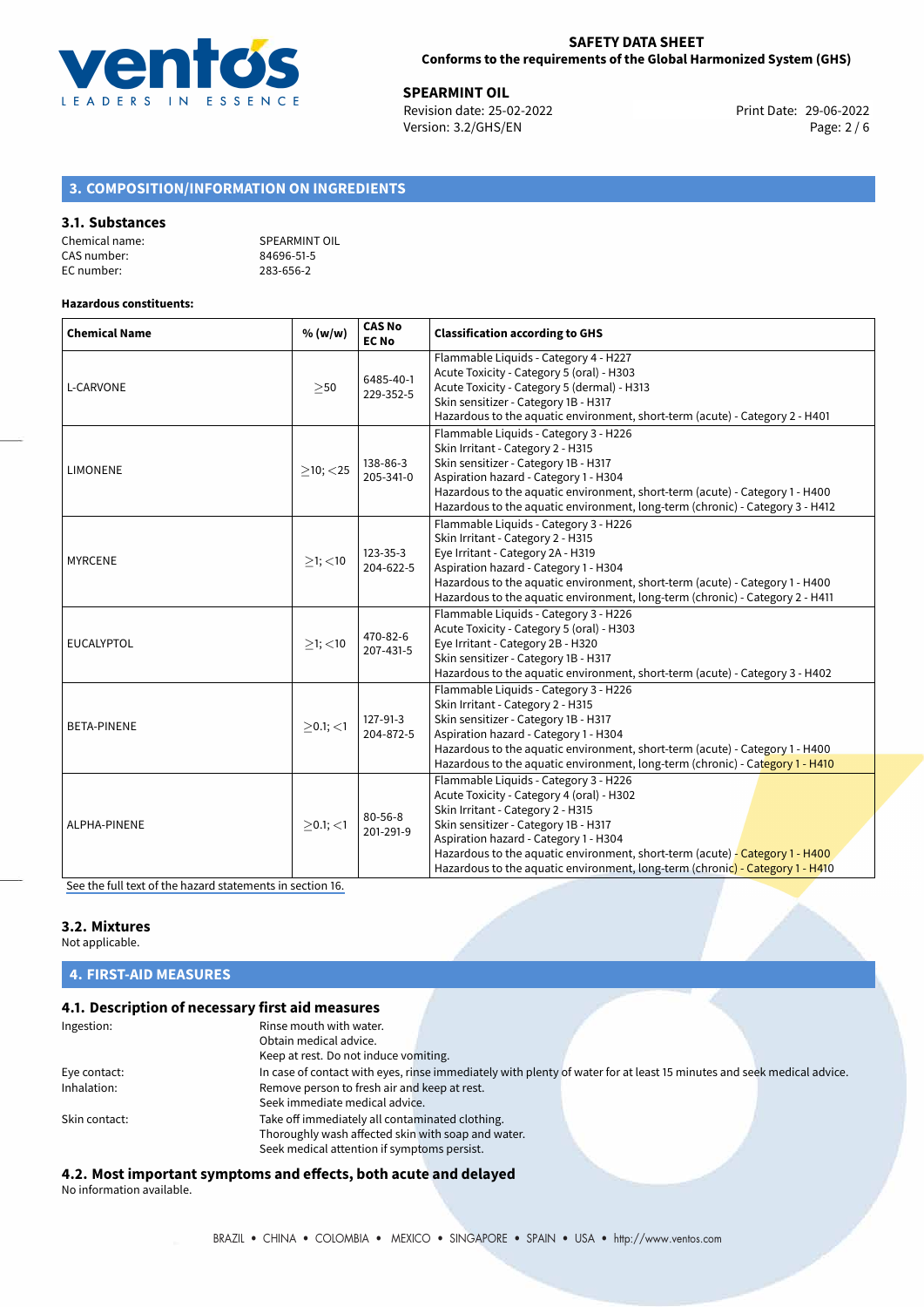## 3. COMPOSITION/INFORMATION ON INGREDIENTS

### 3.1. Substances

Chemical name: SPEARMINT OIL
CAS number: 84696-51-5
EC number: 283-656-2

**Hazardous constituents:**

| Chemical Name | % (w/w) | CAS No EC No | Classification according to GHS |
|---|---|---|---|
| L-CARVONE | ≥50 | 6485-40-1 229-352-5 | Flammable Liquids - Category 4 - H227<br>Acute Toxicity - Category 5 (oral) - H303<br>Acute Toxicity - Category 5 (dermal) - H313<br>Skin sensitizer - Category 1B - H317<br>Hazardous to the aquatic environment, short-term (acute) - Category 2 - H401 |
| LIMONENE | ≥10; <25 | 138-86-3 205-341-0 | Flammable Liquids - Category 3 - H226<br>Skin Irritant - Category 2 - H315<br>Skin sensitizer - Category 1B - H317<br>Aspiration hazard - Category 1 - H304<br>Hazardous to the aquatic environment, short-term (acute) - Category 1 - H400<br>Hazardous to the aquatic environment, long-term (chronic) - Category 3 - H412 |
| MYRCENE | ≥1; <10 | 123-35-3 204-622-5 | Flammable Liquids - Category 3 - H226<br>Skin Irritant - Category 2 - H315<br>Eye Irritant - Category 2A - H319<br>Aspiration hazard - Category 1 - H304<br>Hazardous to the aquatic environment, short-term (acute) - Category 1 - H400<br>Hazardous to the aquatic environment, long-term (chronic) - Category 2 - H411 |
| EUCALYPTOL | ≥1; <10 | 470-82-6 207-431-5 | Flammable Liquids - Category 3 - H226<br>Acute Toxicity - Category 5 (oral) - H303<br>Eye Irritant - Category 2B - H320<br>Skin sensitizer - Category 1B - H317<br>Hazardous to the aquatic environment, short-term (acute) - Category 3 - H402 |
| BETA-PINENE | ≥0.1; <1 | 127-91-3 204-872-5 | Flammable Liquids - Category 3 - H226<br>Skin Irritant - Category 2 - H315<br>Skin sensitizer - Category 1B - H317<br>Aspiration hazard - Category 1 - H304<br>Hazardous to the aquatic environment, short-term (acute) - Category 1 - H400<br>Hazardous to the aquatic environment, long-term (chronic) - Category 1 - H410 |
| ALPHA-PINENE | ≥0.1; <1 | 80-56-8 201-291-9 | Flammable Liquids - Category 3 - H226<br>Acute Toxicity - Category 4 (oral) - H302<br>Skin Irritant - Category 2 - H315<br>Skin sensitizer - Category 1B - H317<br>Aspiration hazard - Category 1 - H304<br>Hazardous to the aquatic environment, short-term (acute) - Category 1 - H400<br>Hazardous to the aquatic environment, long-term (chronic) - Category 1 - H410 |

See the full text of the hazard statements in section 16.

### 3.2. Mixtures

Not applicable.

## 4. FIRST-AID MEASURES

### 4.1. Description of necessary first aid measures

Ingestion: Rinse mouth with water.
Obtain medical advice.
Keep at rest. Do not induce vomiting.

Eye contact: In case of contact with eyes, rinse immediately with plenty of water for at least 15 minutes and seek medical advice.

Inhalation: Remove person to fresh air and keep at rest.
Seek immediate medical advice.

Skin contact: Take off immediately all contaminated clothing.
Thoroughly wash affected skin with soap and water.
Seek medical attention if symptoms persist.

### 4.2. Most important symptoms and effects, both acute and delayed

No information available.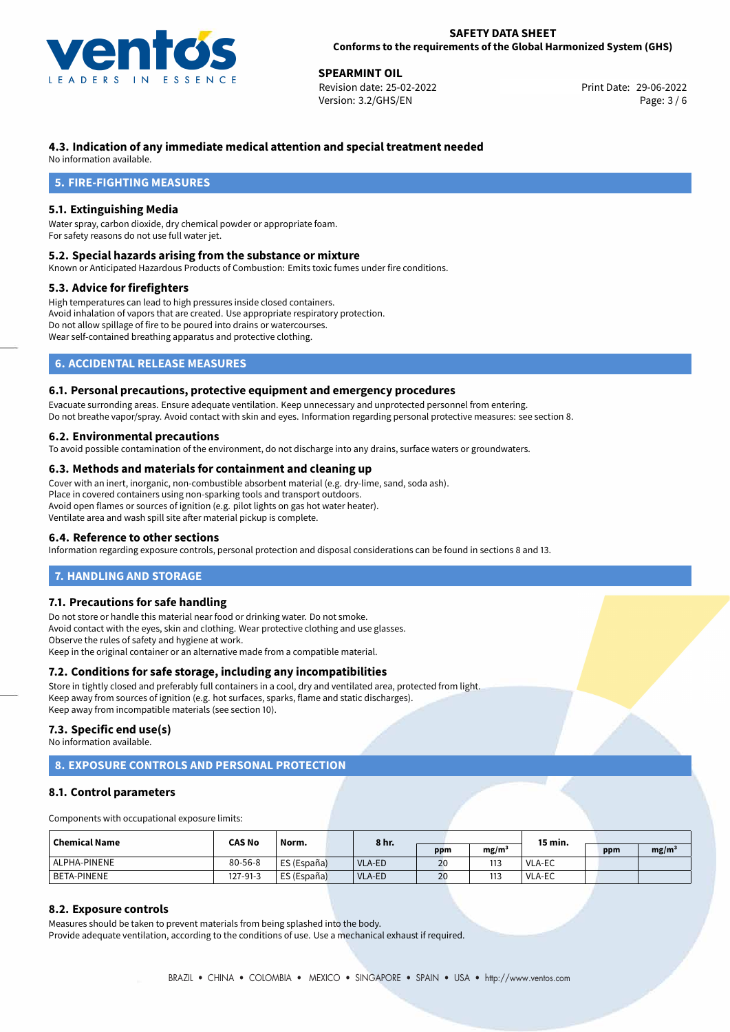### 4.3. Indication of any immediate medical attention and special treatment needed

No information available.

## 5. FIRE-FIGHTING MEASURES

### 5.1. Extinguishing Media

Water spray, carbon dioxide, dry chemical powder or appropriate foam.
For safety reasons do not use full water jet.

### 5.2. Special hazards arising from the substance or mixture

Known or Anticipated Hazardous Products of Combustion: Emits toxic fumes under fire conditions.

### 5.3. Advice for firefighters

High temperatures can lead to high pressures inside closed containers.
Avoid inhalation of vapors that are created. Use appropriate respiratory protection.
Do not allow spillage of fire to be poured into drains or watercourses.
Wear self-contained breathing apparatus and protective clothing.

## 6. ACCIDENTAL RELEASE MEASURES

### 6.1. Personal precautions, protective equipment and emergency procedures

Evacuate surronding areas. Ensure adequate ventilation. Keep unnecessary and unprotected personnel from entering.
Do not breathe vapor/spray. Avoid contact with skin and eyes. Information regarding personal protective measures: see section 8.

### 6.2. Environmental precautions

To avoid possible contamination of the environment, do not discharge into any drains, surface waters or groundwaters.

### 6.3. Methods and materials for containment and cleaning up

Cover with an inert, inorganic, non-combustible absorbent material (e.g. dry-lime, sand, soda ash).
Place in covered containers using non-sparking tools and transport outdoors.
Avoid open flames or sources of ignition (e.g. pilot lights on gas hot water heater).
Ventilate area and wash spill site after material pickup is complete.

### 6.4. Reference to other sections

Information regarding exposure controls, personal protection and disposal considerations can be found in sections 8 and 13.

## 7. HANDLING AND STORAGE

### 7.1. Precautions for safe handling

Do not store or handle this material near food or drinking water. Do not smoke.
Avoid contact with the eyes, skin and clothing. Wear protective clothing and use glasses.
Observe the rules of safety and hygiene at work.
Keep in the original container or an alternative made from a compatible material.

### 7.2. Conditions for safe storage, including any incompatibilities

Store in tightly closed and preferably full containers in a cool, dry and ventilated area, protected from light.
Keep away from sources of ignition (e.g. hot surfaces, sparks, flame and static discharges).
Keep away from incompatible materials (see section 10).

### 7.3. Specific end use(s)

No information available.

## 8. EXPOSURE CONTROLS AND PERSONAL PROTECTION

### 8.1. Control parameters

Components with occupational exposure limits:

| Chemical Name | CAS No | Norm. | 8 hr. | | | 15 min. | | |
|---|---|---|---|---|---|---|---|---|
| | | | | ppm | mg/m³ | | ppm | mg/m³ |
| ALPHA-PINENE | 80-56-8 | ES (España) | VLA-ED | 20 | 113 | VLA-EC | | |
| BETA-PINENE | 127-91-3 | ES (España) | VLA-ED | 20 | 113 | VLA-EC | | |

### 8.2. Exposure controls

Measures should be taken to prevent materials from being splashed into the body.
Provide adequate ventilation, according to the conditions of use. Use a mechanical exhaust if required.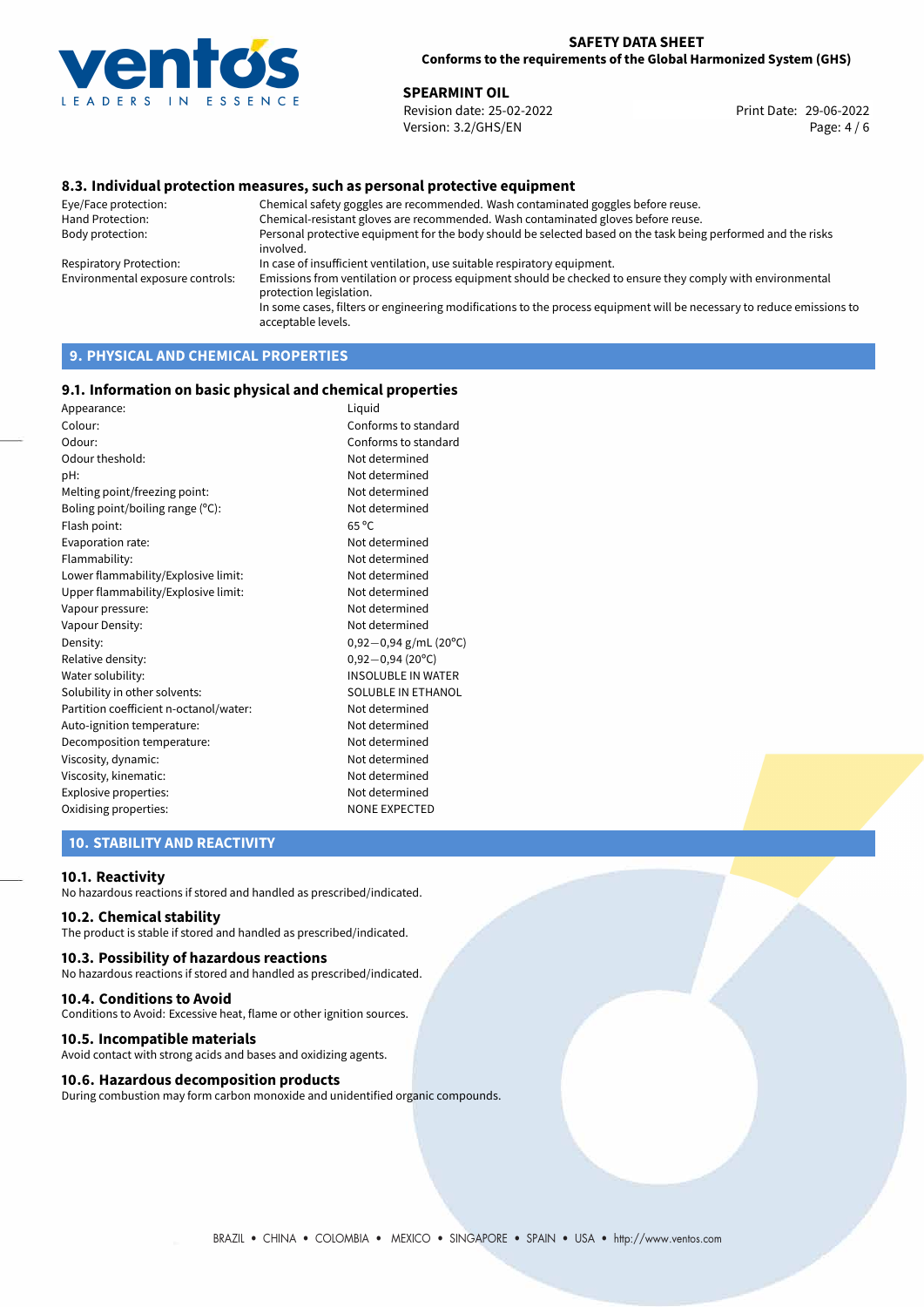## 8.3. Individual protection measures, such as personal protective equipment

| | |
|---|---|
| Eye/Face protection: | Chemical safety goggles are recommended. Wash contaminated goggles before reuse. |
| Hand Protection: | Chemical-resistant gloves are recommended. Wash contaminated gloves before reuse. |
| Body protection: | Personal protective equipment for the body should be selected based on the task being performed and the risks involved. |
| Respiratory Protection: | In case of insufficient ventilation, use suitable respiratory equipment. |
| Environmental exposure controls: | Emissions from ventilation or process equipment should be checked to ensure they comply with environmental protection legislation.<br>In some cases, filters or engineering modifications to the process equipment will be necessary to reduce emissions to acceptable levels. |

# 9. PHYSICAL AND CHEMICAL PROPERTIES

## 9.1. Information on basic physical and chemical properties

| | |
|---|---|
| Appearance: | Liquid |
| Colour: | Conforms to standard |
| Odour: | Conforms to standard |
| Odour theshold: | Not determined |
| pH: | Not determined |
| Melting point/freezing point: | Not determined |
| Boling point/boiling range (°C): | Not determined |
| Flash point: | 65 °C |
| Evaporation rate: | Not determined |
| Flammability: | Not determined |
| Lower flammability/Explosive limit: | Not determined |
| Upper flammability/Explosive limit: | Not determined |
| Vapour pressure: | Not determined |
| Vapour Density: | Not determined |
| Density: | 0,92−0,94 g/mL (20°C) |
| Relative density: | 0,92−0,94 (20°C) |
| Water solubility: | INSOLUBLE IN WATER |
| Solubility in other solvents: | SOLUBLE IN ETHANOL |
| Partition coefficient n-octanol/water: | Not determined |
| Auto-ignition temperature: | Not determined |
| Decomposition temperature: | Not determined |
| Viscosity, dynamic: | Not determined |
| Viscosity, kinematic: | Not determined |
| Explosive properties: | Not determined |
| Oxidising properties: | NONE EXPECTED |

# 10. STABILITY AND REACTIVITY

## 10.1. Reactivity

No hazardous reactions if stored and handled as prescribed/indicated.

## 10.2. Chemical stability

The product is stable if stored and handled as prescribed/indicated.

## 10.3. Possibility of hazardous reactions

No hazardous reactions if stored and handled as prescribed/indicated.

## 10.4. Conditions to Avoid

Conditions to Avoid: Excessive heat, flame or other ignition sources.

## 10.5. Incompatible materials

Avoid contact with strong acids and bases and oxidizing agents.

## 10.6. Hazardous decomposition products

During combustion may form carbon monoxide and unidentified organic compounds.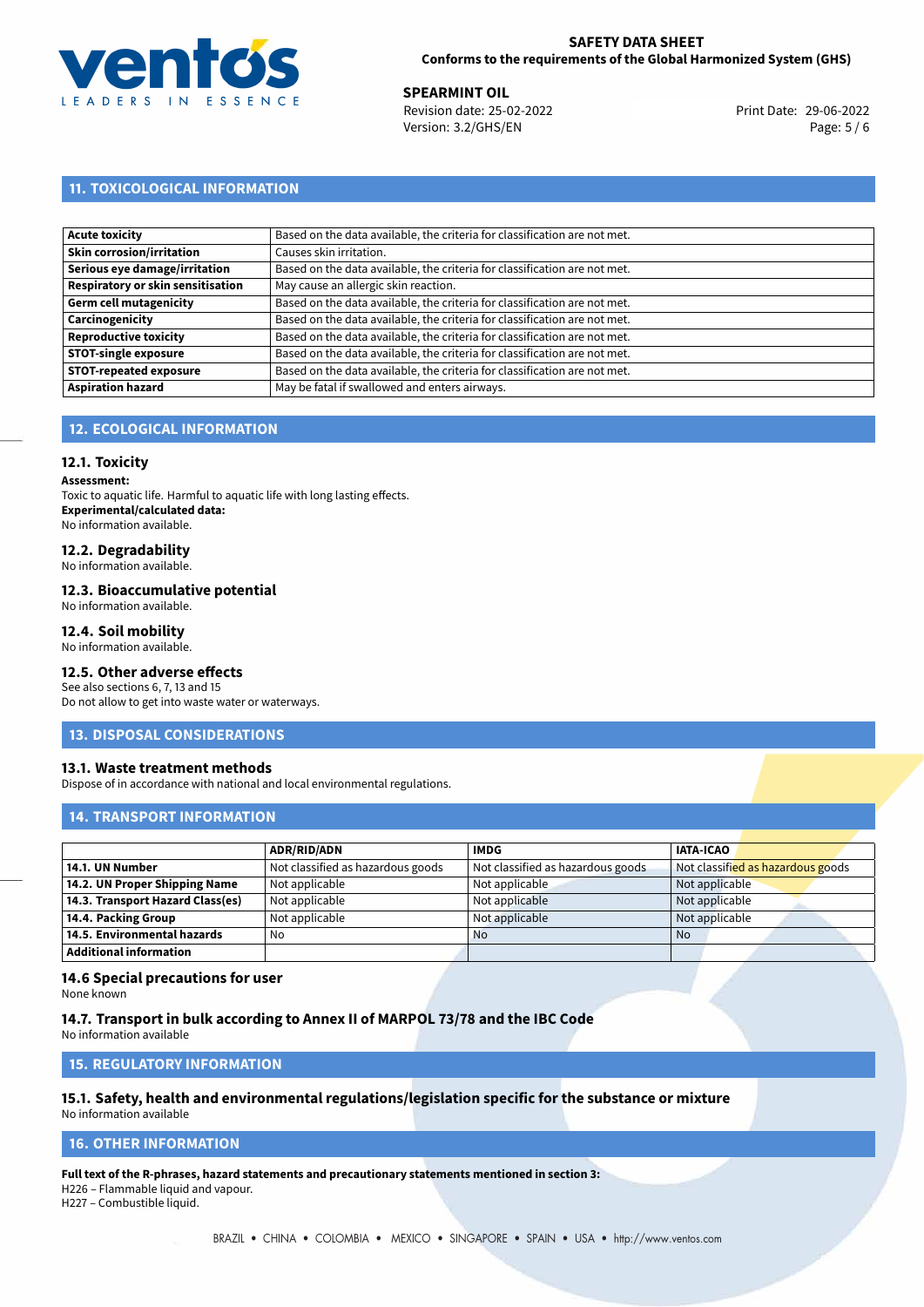## 11. TOXICOLOGICAL INFORMATION

| | |
|---|---|
| **Acute toxicity** | Based on the data available, the criteria for classification are not met. |
| **Skin corrosion/irritation** | Causes skin irritation. |
| **Serious eye damage/irritation** | Based on the data available, the criteria for classification are not met. |
| **Respiratory or skin sensitisation** | May cause an allergic skin reaction. |
| **Germ cell mutagenicity** | Based on the data available, the criteria for classification are not met. |
| **Carcinogenicity** | Based on the data available, the criteria for classification are not met. |
| **Reproductive toxicity** | Based on the data available, the criteria for classification are not met. |
| **STOT-single exposure** | Based on the data available, the criteria for classification are not met. |
| **STOT-repeated exposure** | Based on the data available, the criteria for classification are not met. |
| **Aspiration hazard** | May be fatal if swallowed and enters airways. |

## 12. ECOLOGICAL INFORMATION

### 12.1. Toxicity

**Assessment:**
Toxic to aquatic life. Harmful to aquatic life with long lasting effects.
**Experimental/calculated data:**
No information available.

### 12.2. Degradability

No information available.

### 12.3. Bioaccumulative potential

No information available.

### 12.4. Soil mobility

No information available.

### 12.5. Other adverse effects

See also sections 6, 7, 13 and 15
Do not allow to get into waste water or waterways.

## 13. DISPOSAL CONSIDERATIONS

### 13.1. Waste treatment methods

Dispose of in accordance with national and local environmental regulations.

## 14. TRANSPORT INFORMATION

| | ADR/RID/ADN | IMDG | IATA-ICAO |
|---|---|---|---|
| **14.1. UN Number** | Not classified as hazardous goods | Not classified as hazardous goods | Not classified as hazardous goods |
| **14.2. UN Proper Shipping Name** | Not applicable | Not applicable | Not applicable |
| **14.3. Transport Hazard Class(es)** | Not applicable | Not applicable | Not applicable |
| **14.4. Packing Group** | Not applicable | Not applicable | Not applicable |
| **14.5. Environmental hazards** | No | No | No |
| **Additional information** | | | |

### 14.6 Special precautions for user

None known

### 14.7. Transport in bulk according to Annex II of MARPOL 73/78 and the IBC Code

No information available

## 15. REGULATORY INFORMATION

### 15.1. Safety, health and environmental regulations/legislation specific for the substance or mixture

No information available

## 16. OTHER INFORMATION

**Full text of the R-phrases, hazard statements and precautionary statements mentioned in section 3:**
H226 – Flammable liquid and vapour.
H227 – Combustible liquid.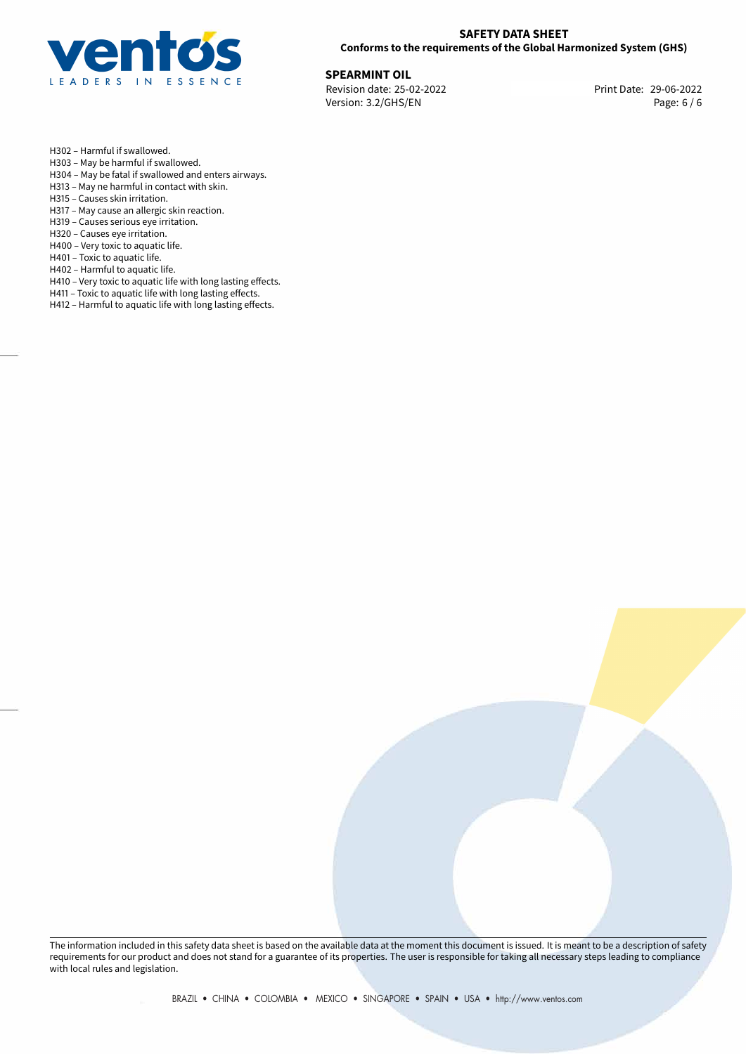H302 – Harmful if swallowed.
H303 – May be harmful if swallowed.
H304 – May be fatal if swallowed and enters airways.
H313 – May ne harmful in contact with skin.
H315 – Causes skin irritation.
H317 – May cause an allergic skin reaction.
H319 – Causes serious eye irritation.
H320 – Causes eye irritation.
H400 – Very toxic to aquatic life.
H401 – Toxic to aquatic life.
H402 – Harmful to aquatic life.
H410 – Very toxic to aquatic life with long lasting effects.
H411 – Toxic to aquatic life with long lasting effects.
H412 – Harmful to aquatic life with long lasting effects.

The information included in this safety data sheet is based on the available data at the moment this document is issued. It is meant to be a description of safety requirements for our product and does not stand for a guarantee of its properties. The user is responsible for taking all necessary steps leading to compliance with local rules and legislation.